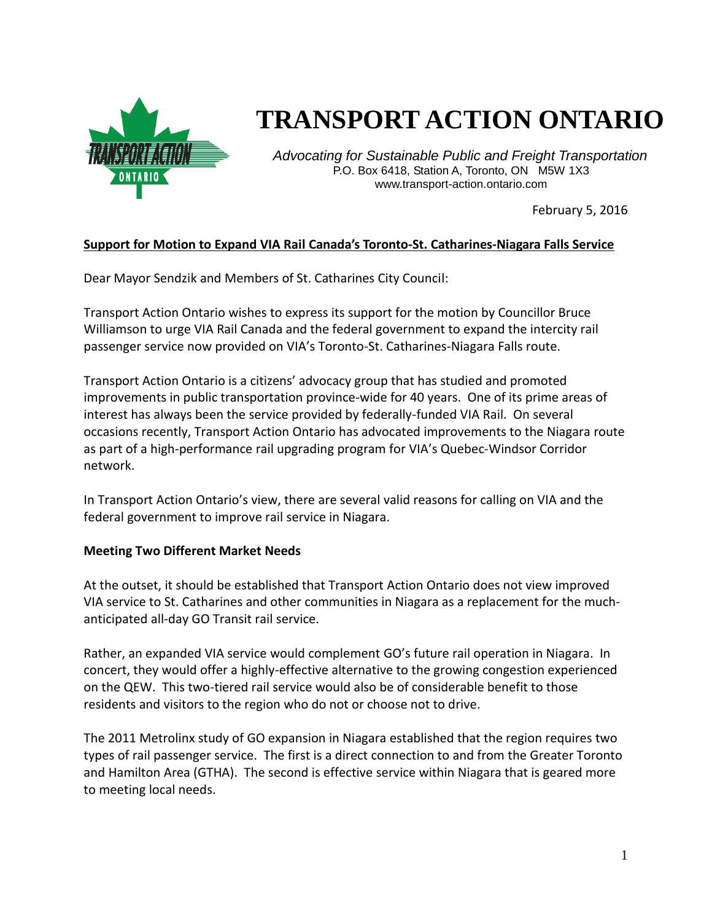# TRANSPORT ACTION ONTARIO

*Advocating for Sustainable Public and Freight Transportation*
P.O. Box 6418, Station A, Toronto, ON M5W 1X3
www.transport-action.ontario.com

February 5, 2016

**Support for Motion to Expand VIA Rail Canada's Toronto-St. Catharines-Niagara Falls Service**

Dear Mayor Sendzik and Members of St. Catharines City Council:

Transport Action Ontario wishes to express its support for the motion by Councillor Bruce Williamson to urge VIA Rail Canada and the federal government to expand the intercity rail passenger service now provided on VIA's Toronto-St. Catharines-Niagara Falls route.

Transport Action Ontario is a citizens' advocacy group that has studied and promoted improvements in public transportation province-wide for 40 years. One of its prime areas of interest has always been the service provided by federally-funded VIA Rail. On several occasions recently, Transport Action Ontario has advocated improvements to the Niagara route as part of a high-performance rail upgrading program for VIA's Quebec-Windsor Corridor network.

In Transport Action Ontario's view, there are several valid reasons for calling on VIA and the federal government to improve rail service in Niagara.

**Meeting Two Different Market Needs**

At the outset, it should be established that Transport Action Ontario does not view improved VIA service to St. Catharines and other communities in Niagara as a replacement for the much-anticipated all-day GO Transit rail service.

Rather, an expanded VIA service would complement GO's future rail operation in Niagara. In concert, they would offer a highly-effective alternative to the growing congestion experienced on the QEW. This two-tiered rail service would also be of considerable benefit to those residents and visitors to the region who do not or choose not to drive.

The 2011 Metrolinx study of GO expansion in Niagara established that the region requires two types of rail passenger service. The first is a direct connection to and from the Greater Toronto and Hamilton Area (GTHA). The second is effective service within Niagara that is geared more to meeting local needs.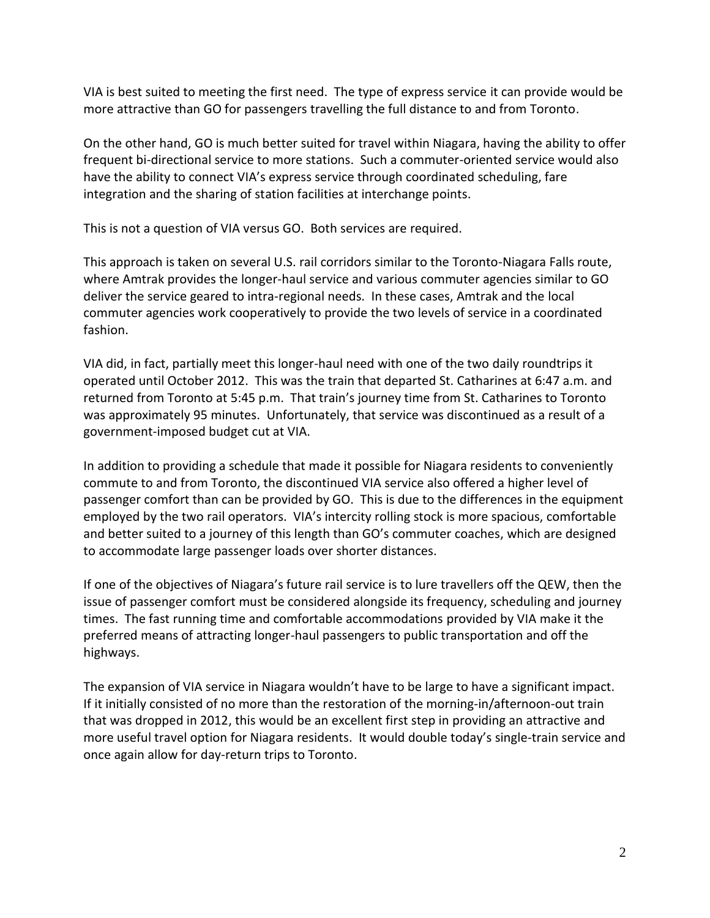VIA is best suited to meeting the first need. The type of express service it can provide would be more attractive than GO for passengers travelling the full distance to and from Toronto.

On the other hand, GO is much better suited for travel within Niagara, having the ability to offer frequent bi-directional service to more stations. Such a commuter-oriented service would also have the ability to connect VIA's express service through coordinated scheduling, fare integration and the sharing of station facilities at interchange points.

This is not a question of VIA versus GO. Both services are required.

This approach is taken on several U.S. rail corridors similar to the Toronto-Niagara Falls route, where Amtrak provides the longer-haul service and various commuter agencies similar to GO deliver the service geared to intra-regional needs. In these cases, Amtrak and the local commuter agencies work cooperatively to provide the two levels of service in a coordinated fashion.

VIA did, in fact, partially meet this longer-haul need with one of the two daily roundtrips it operated until October 2012. This was the train that departed St. Catharines at 6:47 a.m. and returned from Toronto at 5:45 p.m. That train's journey time from St. Catharines to Toronto was approximately 95 minutes. Unfortunately, that service was discontinued as a result of a government-imposed budget cut at VIA.

In addition to providing a schedule that made it possible for Niagara residents to conveniently commute to and from Toronto, the discontinued VIA service also offered a higher level of passenger comfort than can be provided by GO. This is due to the differences in the equipment employed by the two rail operators. VIA's intercity rolling stock is more spacious, comfortable and better suited to a journey of this length than GO's commuter coaches, which are designed to accommodate large passenger loads over shorter distances.

If one of the objectives of Niagara's future rail service is to lure travellers off the QEW, then the issue of passenger comfort must be considered alongside its frequency, scheduling and journey times. The fast running time and comfortable accommodations provided by VIA make it the preferred means of attracting longer-haul passengers to public transportation and off the highways.

The expansion of VIA service in Niagara wouldn't have to be large to have a significant impact. If it initially consisted of no more than the restoration of the morning-in/afternoon-out train that was dropped in 2012, this would be an excellent first step in providing an attractive and more useful travel option for Niagara residents. It would double today's single-train service and once again allow for day-return trips to Toronto.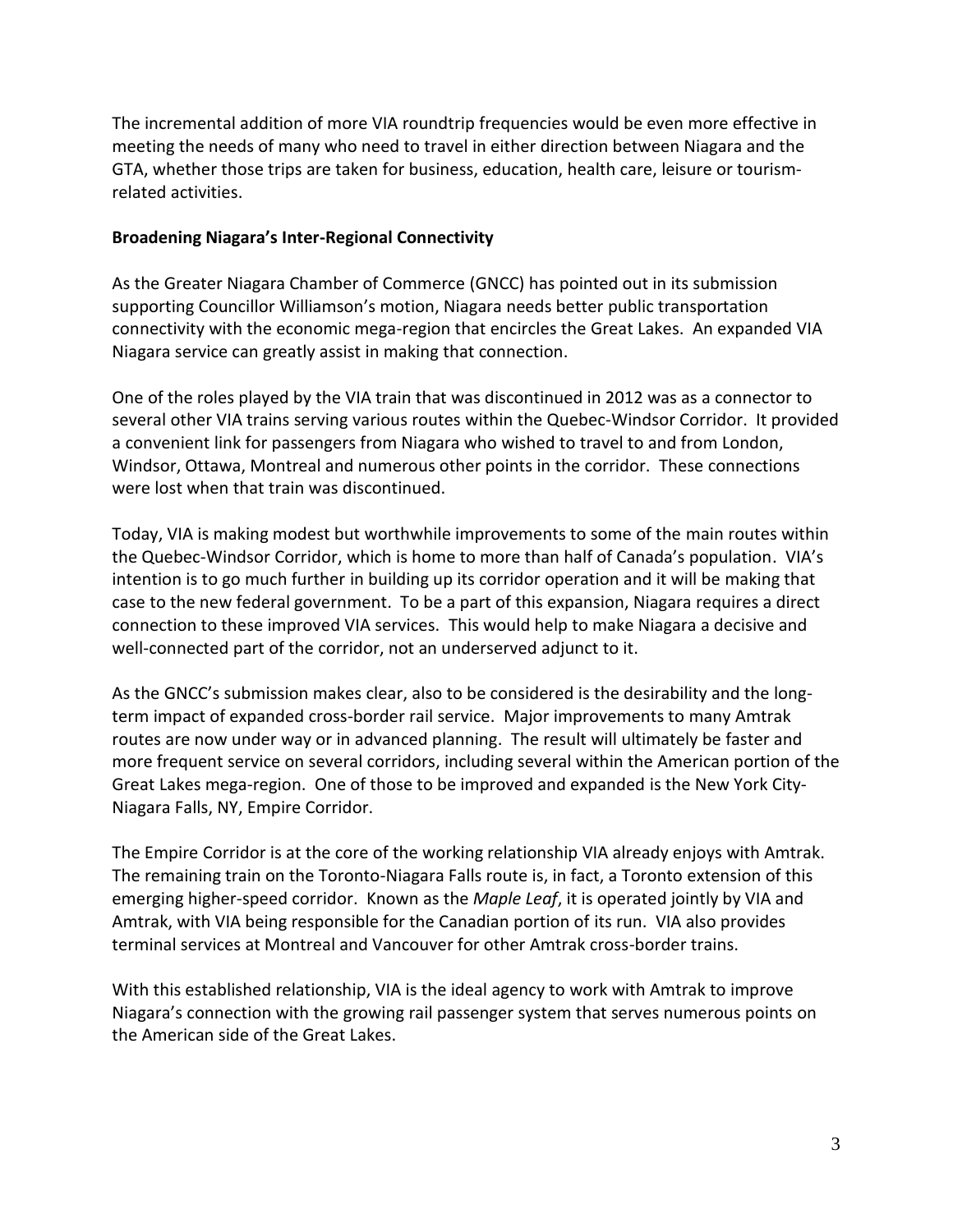The incremental addition of more VIA roundtrip frequencies would be even more effective in meeting the needs of many who need to travel in either direction between Niagara and the GTA, whether those trips are taken for business, education, health care, leisure or tourism-related activities.

**Broadening Niagara's Inter-Regional Connectivity**

As the Greater Niagara Chamber of Commerce (GNCC) has pointed out in its submission supporting Councillor Williamson's motion, Niagara needs better public transportation connectivity with the economic mega-region that encircles the Great Lakes. An expanded VIA Niagara service can greatly assist in making that connection.

One of the roles played by the VIA train that was discontinued in 2012 was as a connector to several other VIA trains serving various routes within the Quebec-Windsor Corridor. It provided a convenient link for passengers from Niagara who wished to travel to and from London, Windsor, Ottawa, Montreal and numerous other points in the corridor. These connections were lost when that train was discontinued.

Today, VIA is making modest but worthwhile improvements to some of the main routes within the Quebec-Windsor Corridor, which is home to more than half of Canada's population. VIA's intention is to go much further in building up its corridor operation and it will be making that case to the new federal government. To be a part of this expansion, Niagara requires a direct connection to these improved VIA services. This would help to make Niagara a decisive and well-connected part of the corridor, not an underserved adjunct to it.

As the GNCC's submission makes clear, also to be considered is the desirability and the long-term impact of expanded cross-border rail service. Major improvements to many Amtrak routes are now under way or in advanced planning. The result will ultimately be faster and more frequent service on several corridors, including several within the American portion of the Great Lakes mega-region. One of those to be improved and expanded is the New York City-Niagara Falls, NY, Empire Corridor.

The Empire Corridor is at the core of the working relationship VIA already enjoys with Amtrak. The remaining train on the Toronto-Niagara Falls route is, in fact, a Toronto extension of this emerging higher-speed corridor. Known as the *Maple Leaf*, it is operated jointly by VIA and Amtrak, with VIA being responsible for the Canadian portion of its run. VIA also provides terminal services at Montreal and Vancouver for other Amtrak cross-border trains.

With this established relationship, VIA is the ideal agency to work with Amtrak to improve Niagara's connection with the growing rail passenger system that serves numerous points on the American side of the Great Lakes.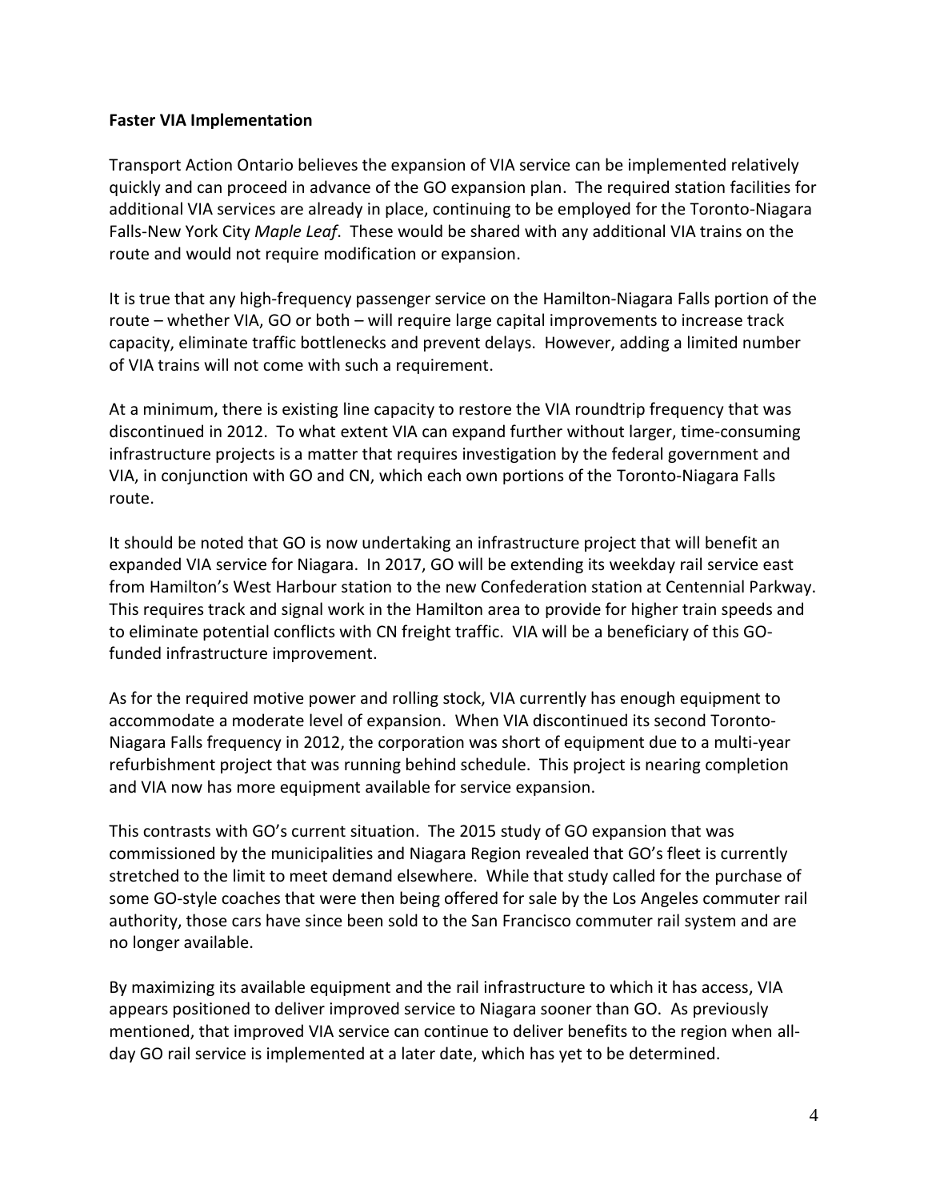**Faster VIA Implementation**

Transport Action Ontario believes the expansion of VIA service can be implemented relatively quickly and can proceed in advance of the GO expansion plan. The required station facilities for additional VIA services are already in place, continuing to be employed for the Toronto-Niagara Falls-New York City *Maple Leaf*. These would be shared with any additional VIA trains on the route and would not require modification or expansion.

It is true that any high-frequency passenger service on the Hamilton-Niagara Falls portion of the route – whether VIA, GO or both – will require large capital improvements to increase track capacity, eliminate traffic bottlenecks and prevent delays. However, adding a limited number of VIA trains will not come with such a requirement.

At a minimum, there is existing line capacity to restore the VIA roundtrip frequency that was discontinued in 2012. To what extent VIA can expand further without larger, time-consuming infrastructure projects is a matter that requires investigation by the federal government and VIA, in conjunction with GO and CN, which each own portions of the Toronto-Niagara Falls route.

It should be noted that GO is now undertaking an infrastructure project that will benefit an expanded VIA service for Niagara. In 2017, GO will be extending its weekday rail service east from Hamilton's West Harbour station to the new Confederation station at Centennial Parkway. This requires track and signal work in the Hamilton area to provide for higher train speeds and to eliminate potential conflicts with CN freight traffic. VIA will be a beneficiary of this GO-funded infrastructure improvement.

As for the required motive power and rolling stock, VIA currently has enough equipment to accommodate a moderate level of expansion. When VIA discontinued its second Toronto-Niagara Falls frequency in 2012, the corporation was short of equipment due to a multi-year refurbishment project that was running behind schedule. This project is nearing completion and VIA now has more equipment available for service expansion.

This contrasts with GO's current situation. The 2015 study of GO expansion that was commissioned by the municipalities and Niagara Region revealed that GO's fleet is currently stretched to the limit to meet demand elsewhere. While that study called for the purchase of some GO-style coaches that were then being offered for sale by the Los Angeles commuter rail authority, those cars have since been sold to the San Francisco commuter rail system and are no longer available.

By maximizing its available equipment and the rail infrastructure to which it has access, VIA appears positioned to deliver improved service to Niagara sooner than GO. As previously mentioned, that improved VIA service can continue to deliver benefits to the region when all-day GO rail service is implemented at a later date, which has yet to be determined.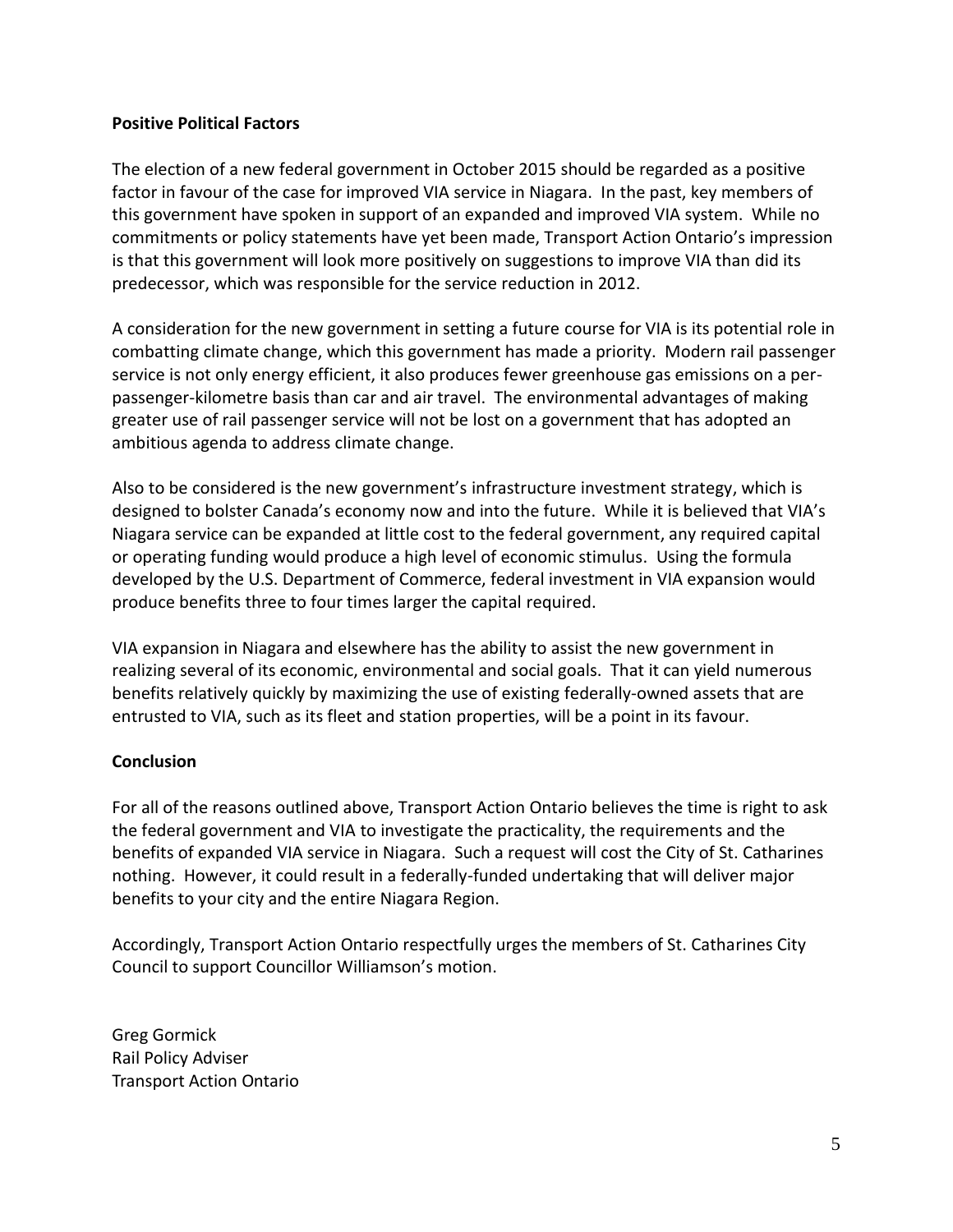**Positive Political Factors**

The election of a new federal government in October 2015 should be regarded as a positive factor in favour of the case for improved VIA service in Niagara. In the past, key members of this government have spoken in support of an expanded and improved VIA system. While no commitments or policy statements have yet been made, Transport Action Ontario's impression is that this government will look more positively on suggestions to improve VIA than did its predecessor, which was responsible for the service reduction in 2012.

A consideration for the new government in setting a future course for VIA is its potential role in combatting climate change, which this government has made a priority. Modern rail passenger service is not only energy efficient, it also produces fewer greenhouse gas emissions on a per-passenger-kilometre basis than car and air travel. The environmental advantages of making greater use of rail passenger service will not be lost on a government that has adopted an ambitious agenda to address climate change.

Also to be considered is the new government's infrastructure investment strategy, which is designed to bolster Canada's economy now and into the future. While it is believed that VIA's Niagara service can be expanded at little cost to the federal government, any required capital or operating funding would produce a high level of economic stimulus. Using the formula developed by the U.S. Department of Commerce, federal investment in VIA expansion would produce benefits three to four times larger the capital required.

VIA expansion in Niagara and elsewhere has the ability to assist the new government in realizing several of its economic, environmental and social goals. That it can yield numerous benefits relatively quickly by maximizing the use of existing federally-owned assets that are entrusted to VIA, such as its fleet and station properties, will be a point in its favour.

**Conclusion**

For all of the reasons outlined above, Transport Action Ontario believes the time is right to ask the federal government and VIA to investigate the practicality, the requirements and the benefits of expanded VIA service in Niagara. Such a request will cost the City of St. Catharines nothing. However, it could result in a federally-funded undertaking that will deliver major benefits to your city and the entire Niagara Region.

Accordingly, Transport Action Ontario respectfully urges the members of St. Catharines City Council to support Councillor Williamson's motion.

Greg Gormick
Rail Policy Adviser
Transport Action Ontario